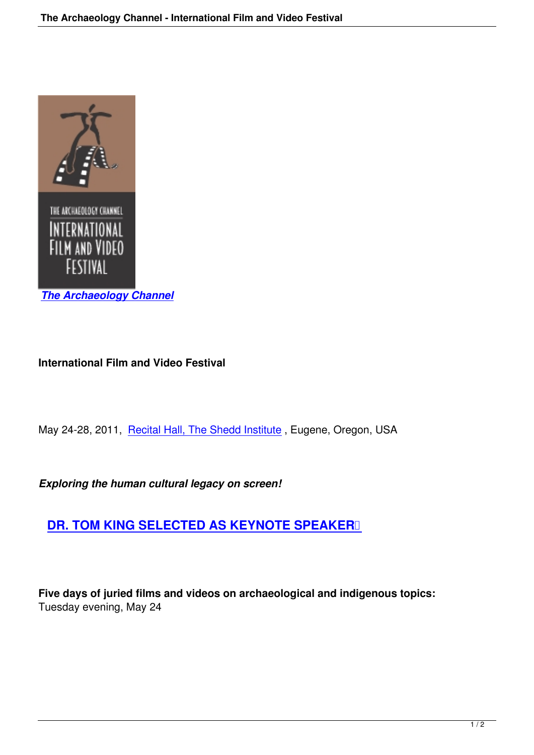***The Archaeology Channel***

**International Film and Video Festival**

May 24-28, 2011, Recital Hall, The Shedd Institute, Eugene, Oregon, USA

***Exploring the human cultural legacy on screen!***

## DR. TOM KING SELECTED AS KEYNOTE SPEAKER

**Five days of juried films and videos on archaeological and indigenous topics:**
Tuesday evening, May 24